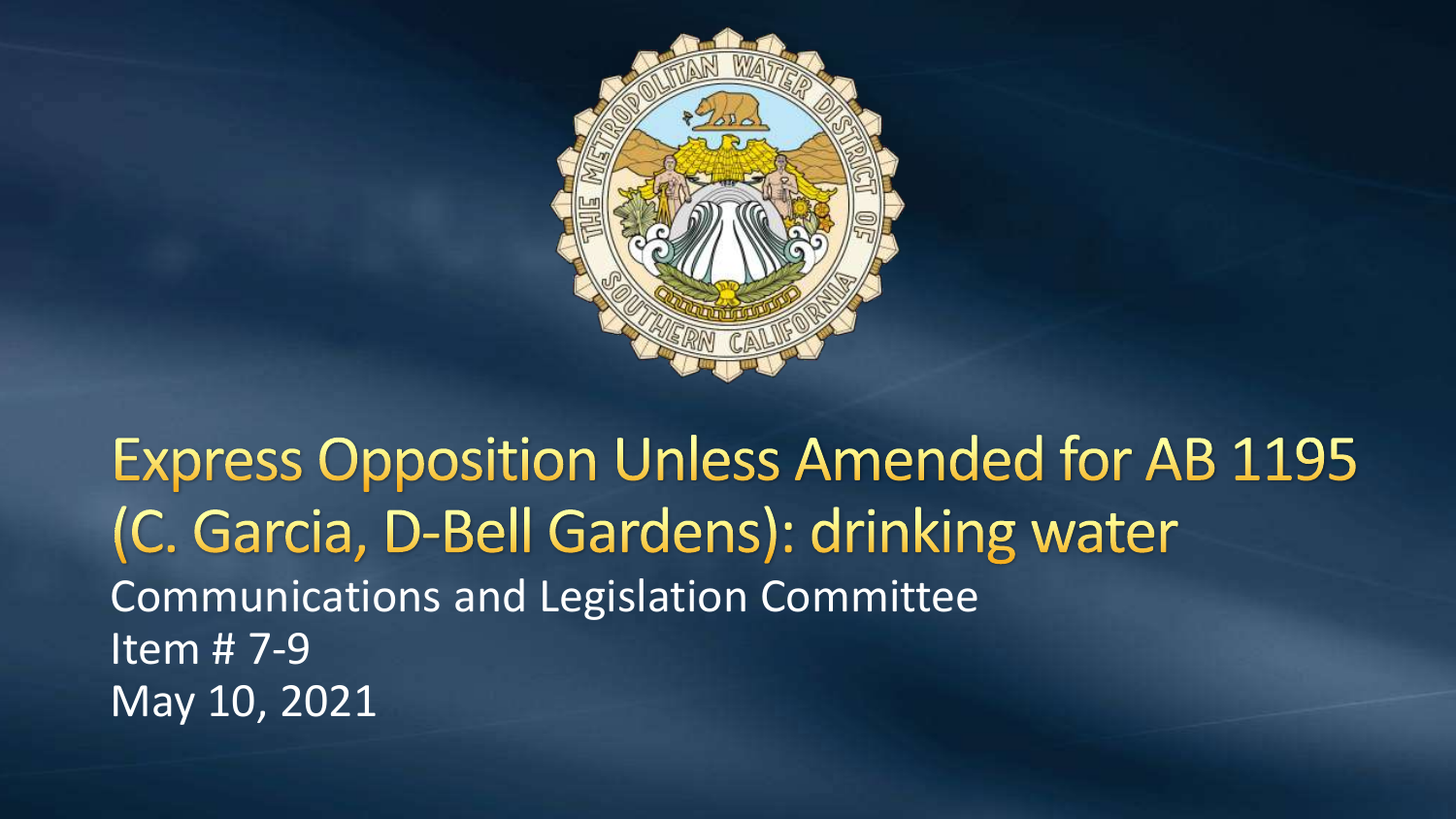# Express Opposition Unless Amended for AB 1195 (C. Garcia, D-Bell Gardens): drinking water

Communications and Legislation Committee
Item # 7-9
May 10, 2021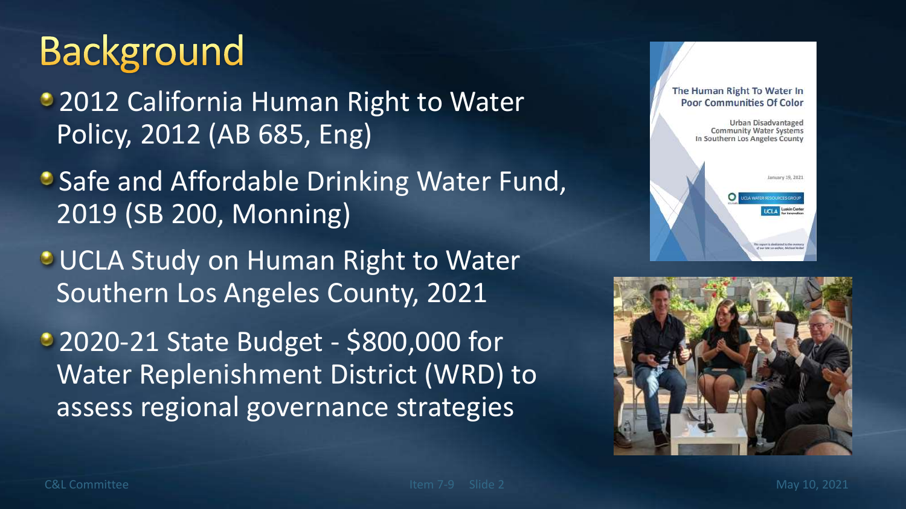# Background

- 2012 California Human Right to Water Policy, 2012 (AB 685, Eng)
- Safe and Affordable Drinking Water Fund, 2019 (SB 200, Monning)
- UCLA Study on Human Right to Water Southern Los Angeles County, 2021
- 2020-21 State Budget - $800,000 for Water Replenishment District (WRD) to assess regional governance strategies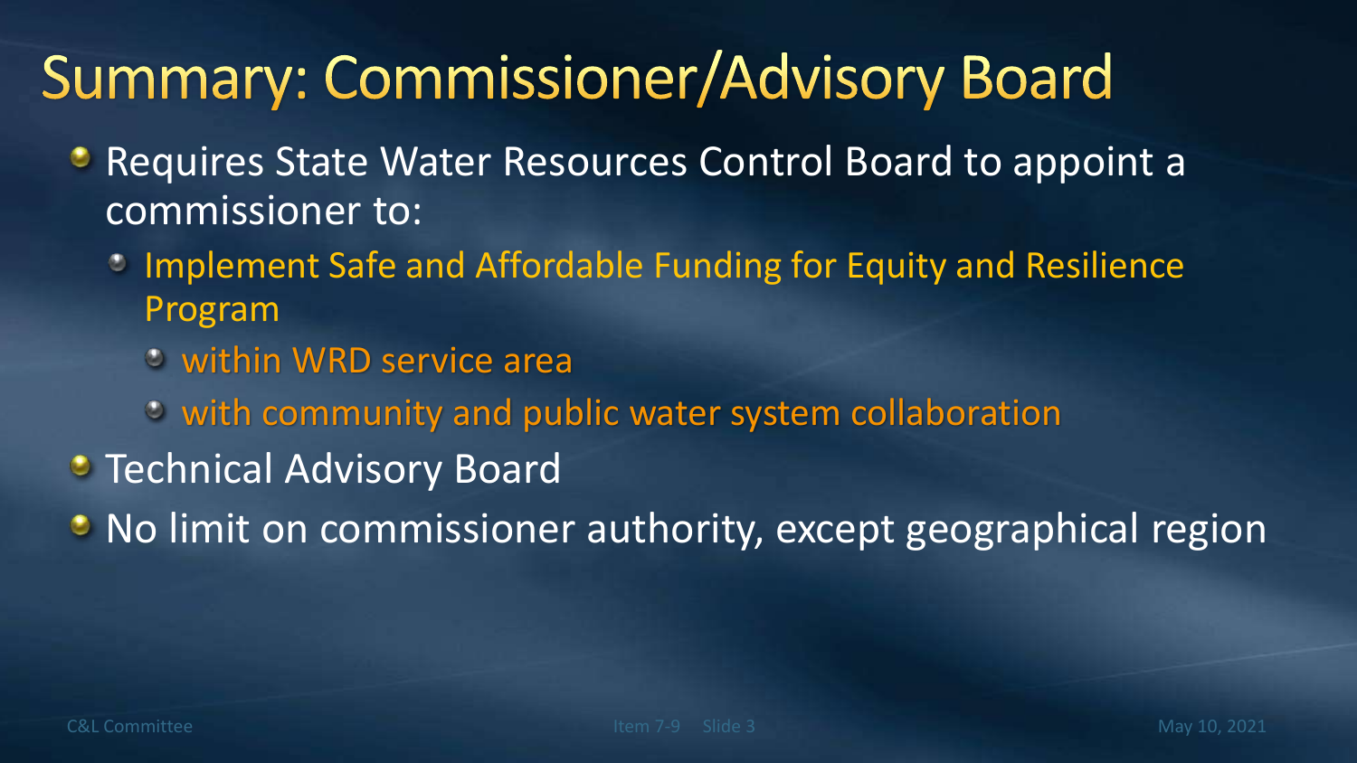# Summary: Commissioner/Advisory Board

- Requires State Water Resources Control Board to appoint a commissioner to:
  - Implement Safe and Affordable Funding for Equity and Resilience Program
    - within WRD service area
    - with community and public water system collaboration
- Technical Advisory Board
- No limit on commissioner authority, except geographical region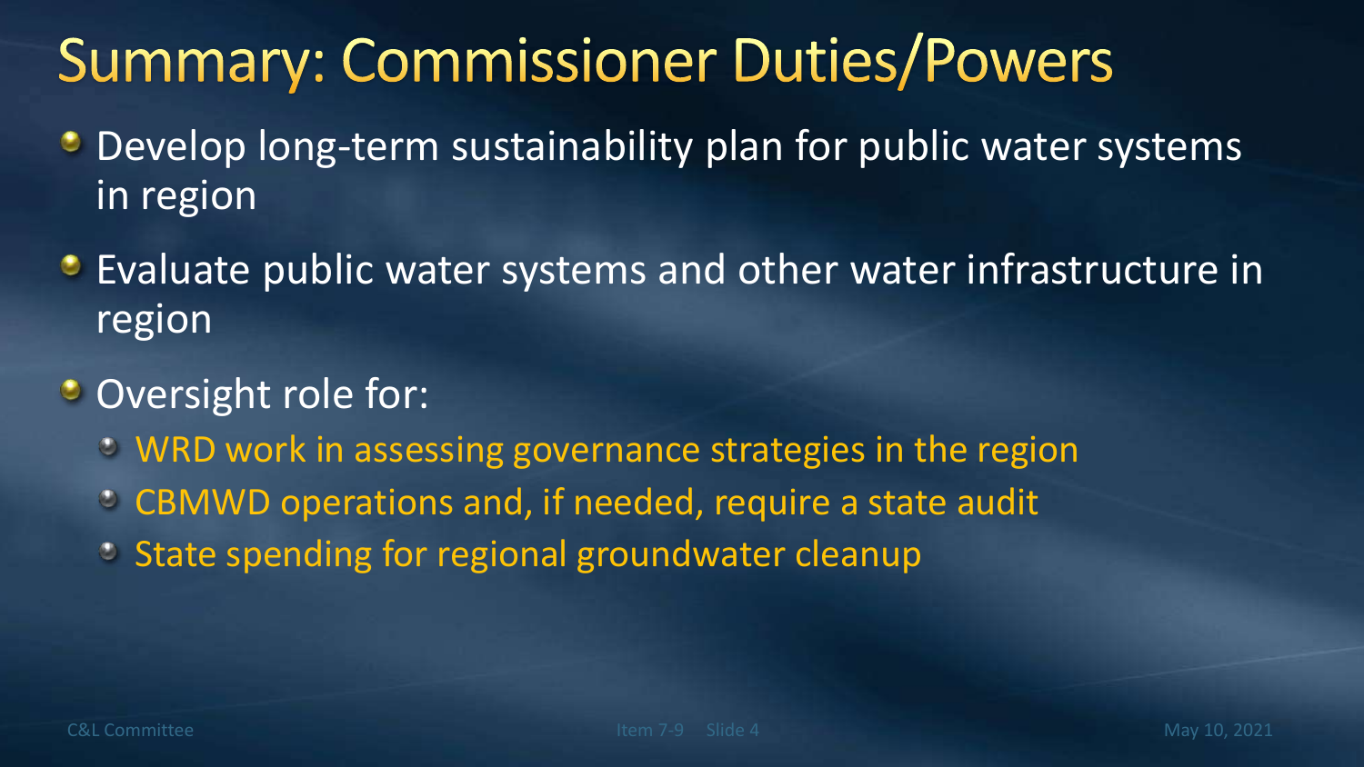# Summary: Commissioner Duties/Powers

- Develop long-term sustainability plan for public water systems in region
- Evaluate public water systems and other water infrastructure in region
- Oversight role for:
  - WRD work in assessing governance strategies in the region
  - CBMWD operations and, if needed, require a state audit
  - State spending for regional groundwater cleanup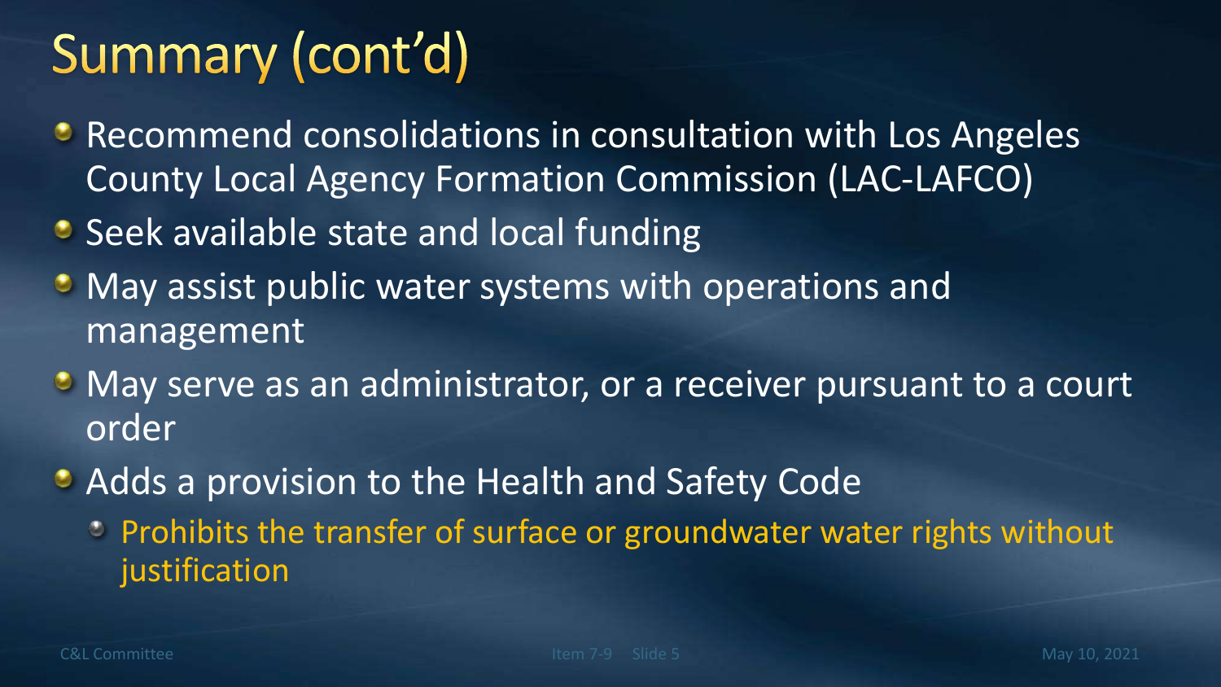# Summary (cont'd)

- Recommend consolidations in consultation with Los Angeles County Local Agency Formation Commission (LAC-LAFCO)
- Seek available state and local funding
- May assist public water systems with operations and management
- May serve as an administrator, or a receiver pursuant to a court order
- Adds a provision to the Health and Safety Code
  - Prohibits the transfer of surface or groundwater water rights without justification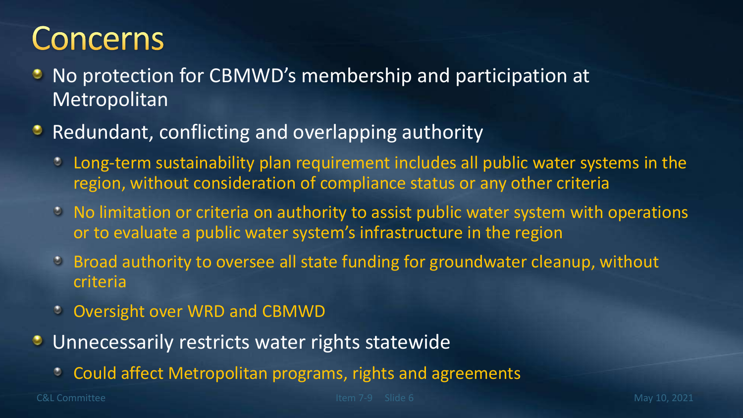# Concerns

- No protection for CBMWD's membership and participation at Metropolitan
- Redundant, conflicting and overlapping authority
  - Long-term sustainability plan requirement includes all public water systems in the region, without consideration of compliance status or any other criteria
  - No limitation or criteria on authority to assist public water system with operations or to evaluate a public water system's infrastructure in the region
  - Broad authority to oversee all state funding for groundwater cleanup, without criteria
  - Oversight over WRD and CBMWD
- Unnecessarily restricts water rights statewide
  - Could affect Metropolitan programs, rights and agreements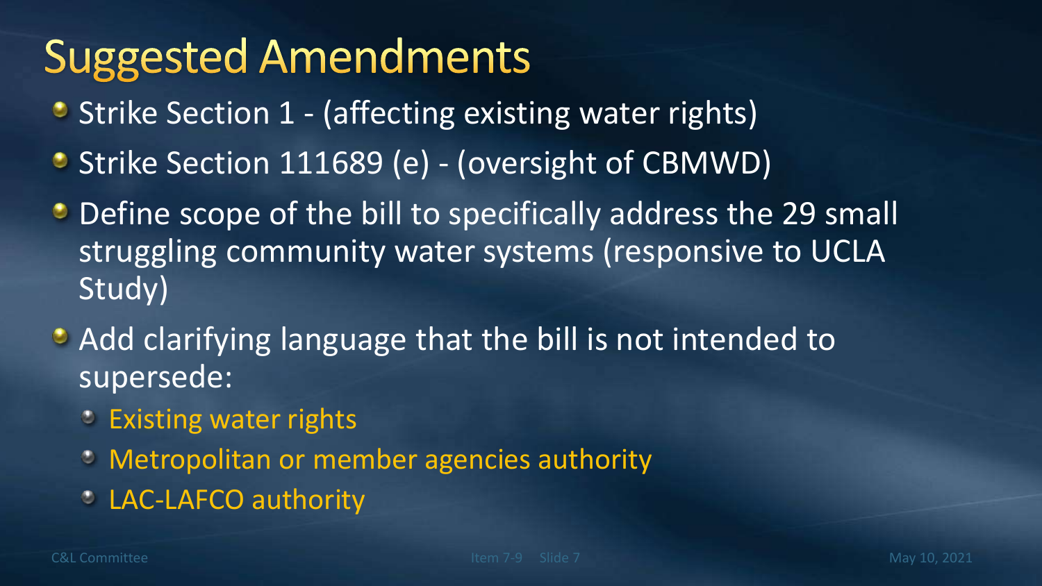# Suggested Amendments

- Strike Section 1 - (affecting existing water rights)
- Strike Section 111689 (e) - (oversight of CBMWD)
- Define scope of the bill to specifically address the 29 small struggling community water systems (responsive to UCLA Study)
- Add clarifying language that the bill is not intended to supersede:
  - Existing water rights
  - Metropolitan or member agencies authority
  - LAC-LAFCO authority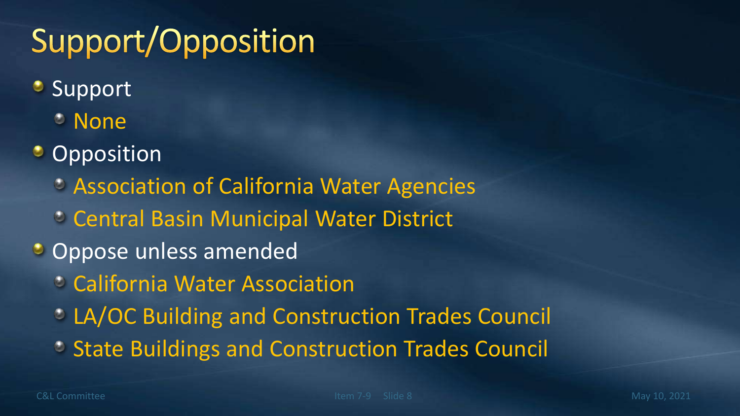# Support/Opposition

- Support
  - None
- Opposition
  - Association of California Water Agencies
  - Central Basin Municipal Water District
- Oppose unless amended
  - California Water Association
  - LA/OC Building and Construction Trades Council
  - State Buildings and Construction Trades Council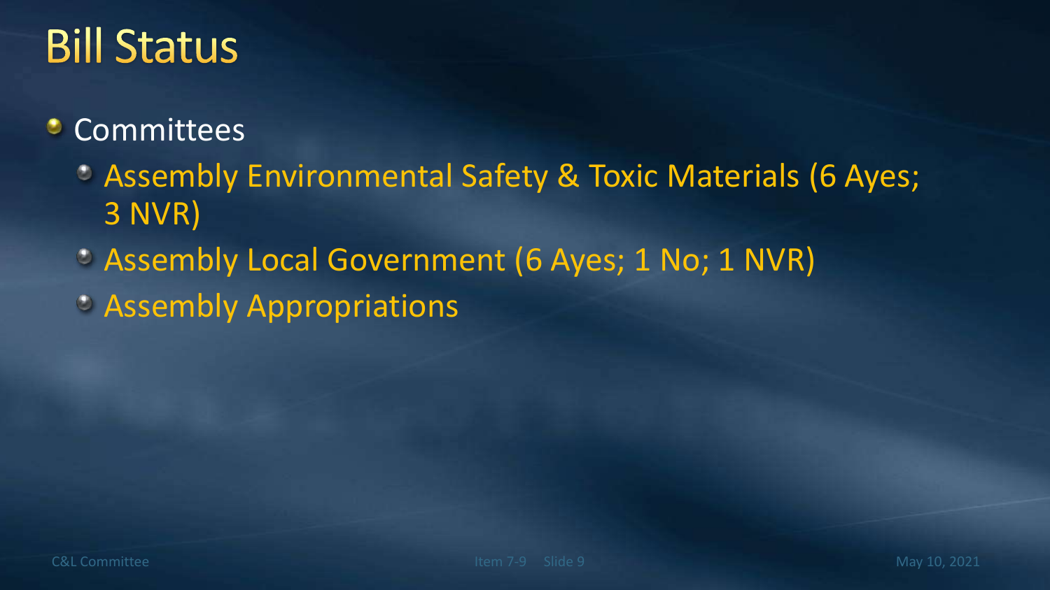# Bill Status

- Committees
  - Assembly Environmental Safety & Toxic Materials (6 Ayes; 3 NVR)
  - Assembly Local Government (6 Ayes; 1 No; 1 NVR)
  - Assembly Appropriations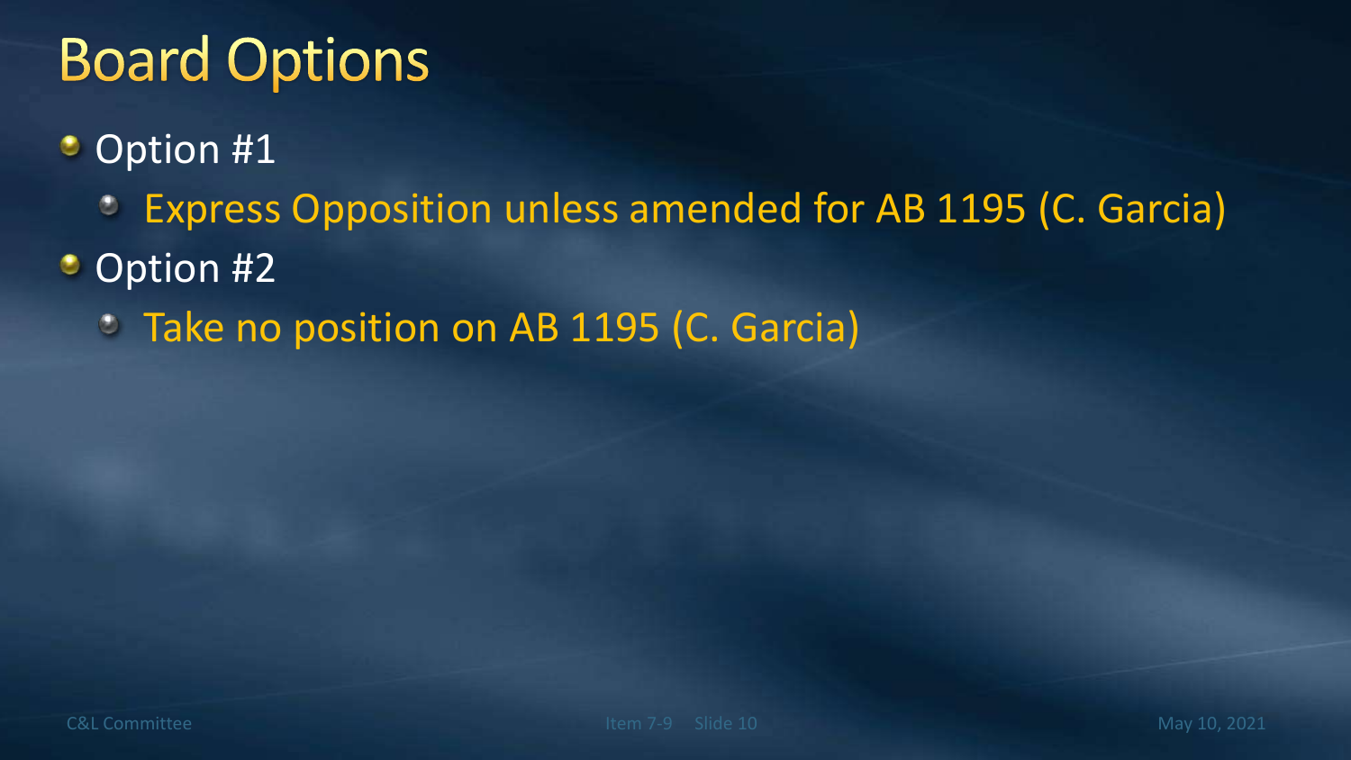# Board Options

- Option #1
  - Express Opposition unless amended for AB 1195 (C. Garcia)
- Option #2
  - Take no position on AB 1195 (C. Garcia)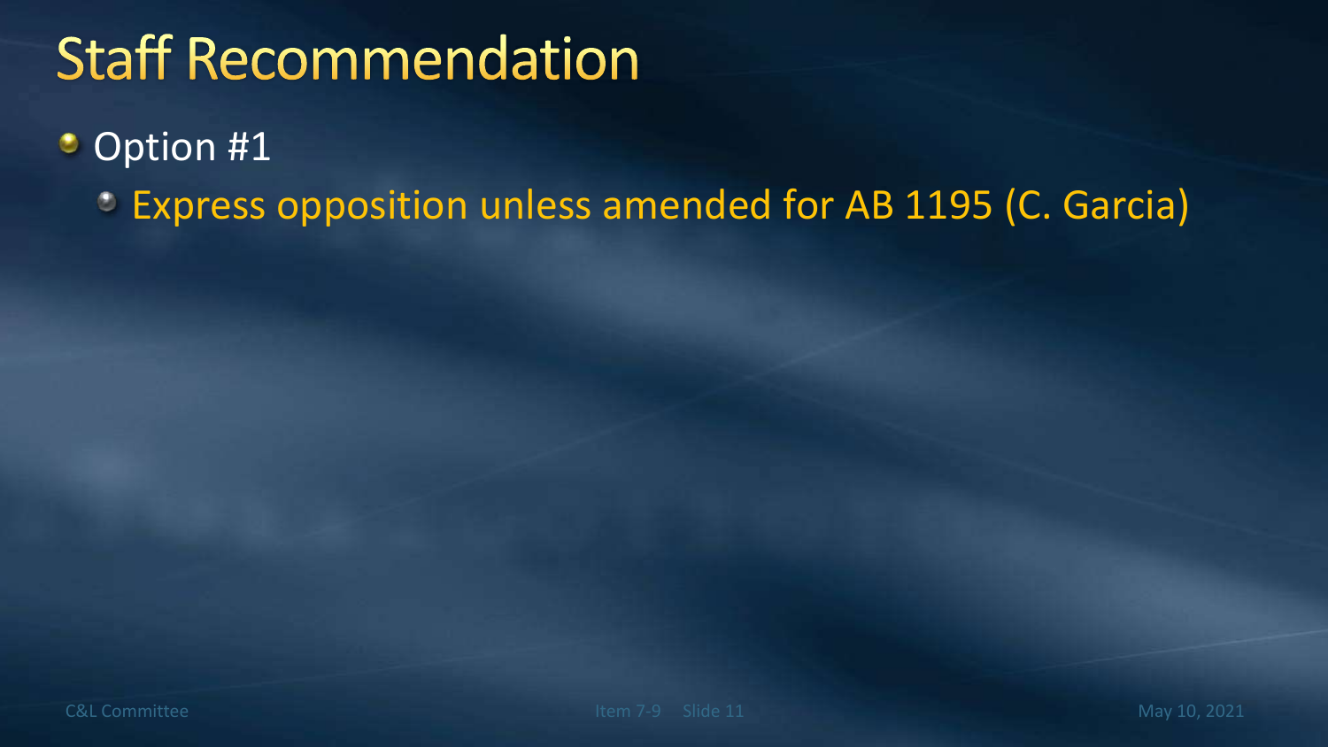# Staff Recommendation

- Option #1
  - Express opposition unless amended for AB 1195 (C. Garcia)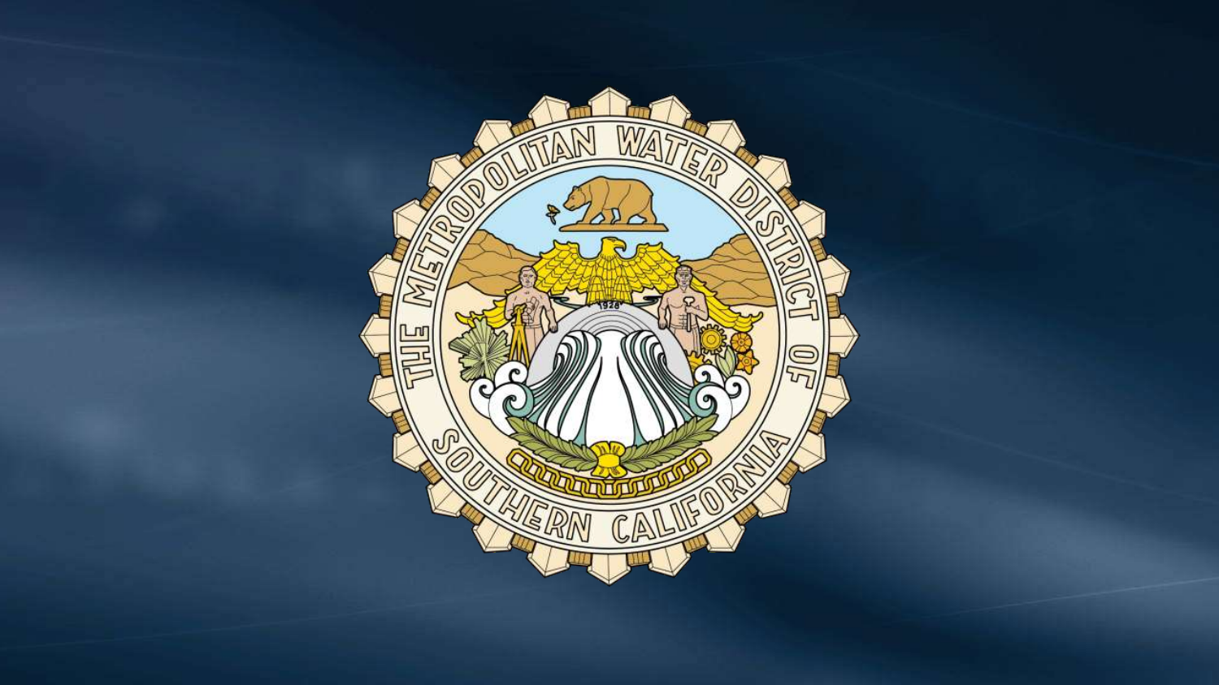THE METROPOLITAN WATER DISTRICT OF SOUTHERN CALIFORNIA

1928